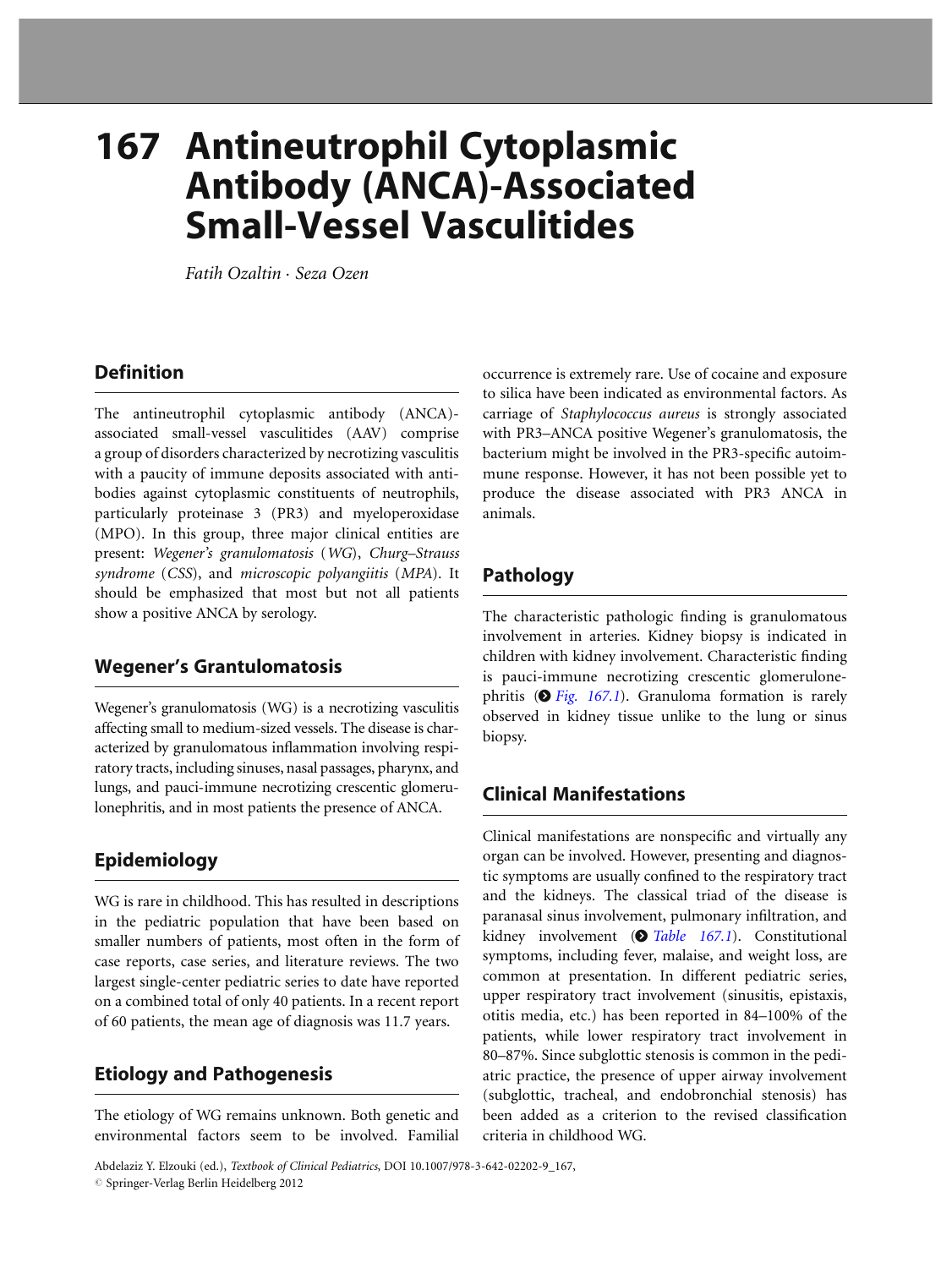# 167 Antineutrophil Cytoplasmic Antibody (ANCA)-Associated Small-Vessel Vasculitides

*Fatih Ozaltin · Seza Ozen*

## Definition

The antineutrophil cytoplasmic antibody (ANCA)-associated small-vessel vasculitides (AAV) comprise a group of disorders characterized by necrotizing vasculitis with a paucity of immune deposits associated with antibodies against cytoplasmic constituents of neutrophils, particularly proteinase 3 (PR3) and myeloperoxidase (MPO). In this group, three major clinical entities are present: *Wegener's granulomatosis* (*WG*), *Churg–Strauss syndrome* (*CSS*), and *microscopic polyangiitis* (*MPA*). It should be emphasized that most but not all patients show a positive ANCA by serology.

## Wegener's Grantulomatosis

Wegener's granulomatosis (WG) is a necrotizing vasculitis affecting small to medium-sized vessels. The disease is characterized by granulomatous inflammation involving respiratory tracts, including sinuses, nasal passages, pharynx, and lungs, and pauci-immune necrotizing crescentic glomerulonephritis, and in most patients the presence of ANCA.

## Epidemiology

WG is rare in childhood. This has resulted in descriptions in the pediatric population that have been based on smaller numbers of patients, most often in the form of case reports, case series, and literature reviews. The two largest single-center pediatric series to date have reported on a combined total of only 40 patients. In a recent report of 60 patients, the mean age of diagnosis was 11.7 years.

## Etiology and Pathogenesis

The etiology of WG remains unknown. Both genetic and environmental factors seem to be involved. Familial occurrence is extremely rare. Use of cocaine and exposure to silica have been indicated as environmental factors. As carriage of *Staphylococcus aureus* is strongly associated with PR3–ANCA positive Wegener's granulomatosis, the bacterium might be involved in the PR3-specific autoimmune response. However, it has not been possible yet to produce the disease associated with PR3 ANCA in animals.

## Pathology

The characteristic pathologic finding is granulomatous involvement in arteries. Kidney biopsy is indicated in children with kidney involvement. Characteristic finding is pauci-immune necrotizing crescentic glomerulonephritis (Fig. 167.1). Granuloma formation is rarely observed in kidney tissue unlike to the lung or sinus biopsy.

## Clinical Manifestations

Clinical manifestations are nonspecific and virtually any organ can be involved. However, presenting and diagnostic symptoms are usually confined to the respiratory tract and the kidneys. The classical triad of the disease is paranasal sinus involvement, pulmonary infiltration, and kidney involvement (Table 167.1). Constitutional symptoms, including fever, malaise, and weight loss, are common at presentation. In different pediatric series, upper respiratory tract involvement (sinusitis, epistaxis, otitis media, etc.) has been reported in 84–100% of the patients, while lower respiratory tract involvement in 80–87%. Since subglottic stenosis is common in the pediatric practice, the presence of upper airway involvement (subglottic, tracheal, and endobronchial stenosis) has been added as a criterion to the revised classification criteria in childhood WG.

Abdelaziz Y. Elzouki (ed.), *Textbook of Clinical Pediatrics*, DOI 10.1007/978-3-642-02202-9_167,
© Springer-Verlag Berlin Heidelberg 2012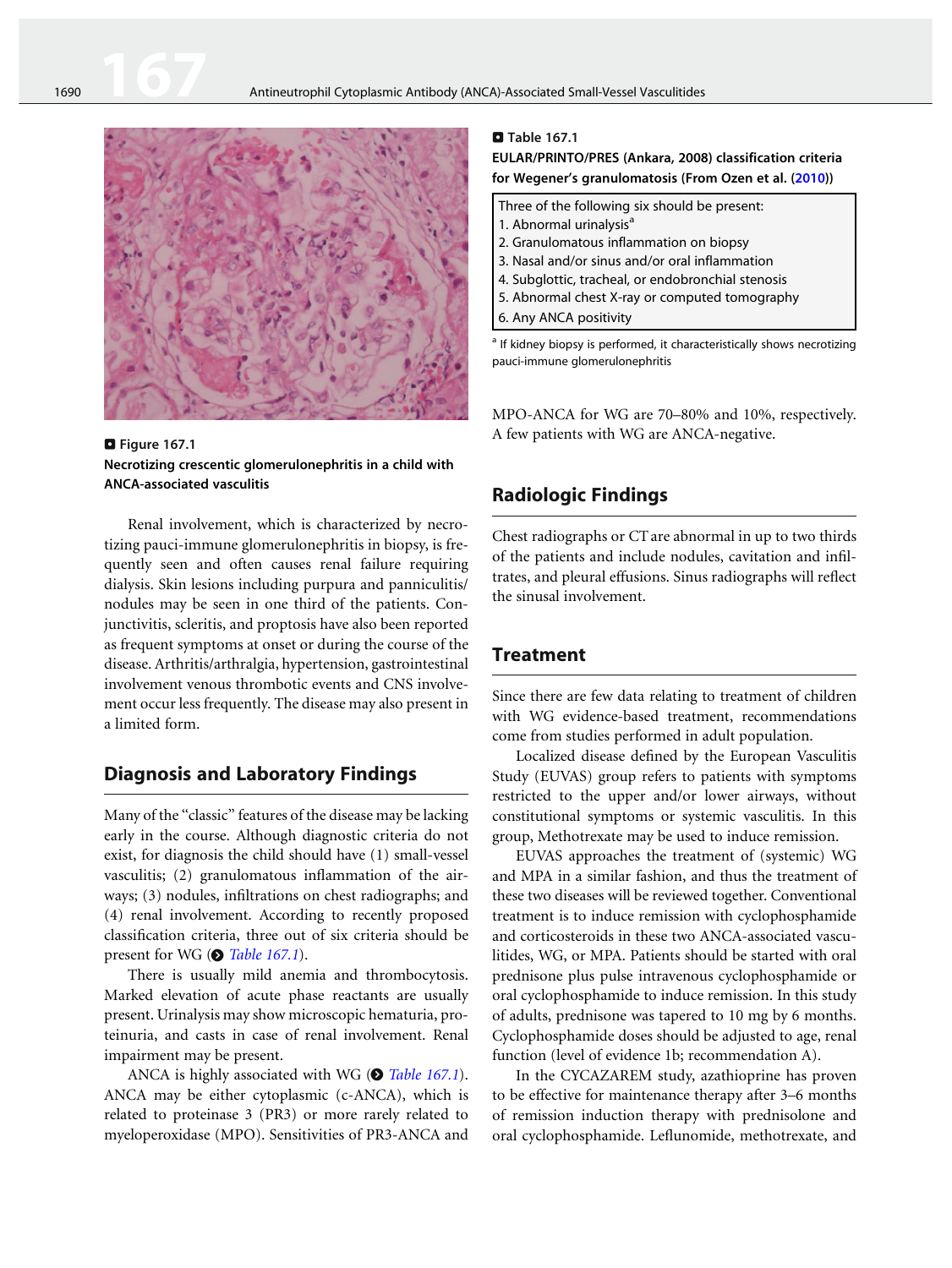**Figure 167.1**
**Necrotizing crescentic glomerulonephritis in a child with ANCA-associated vasculitis**

Renal involvement, which is characterized by necrotizing pauci-immune glomerulonephritis in biopsy, is frequently seen and often causes renal failure requiring dialysis. Skin lesions including purpura and panniculitis/nodules may be seen in one third of the patients. Conjunctivitis, scleritis, and proptosis have also been reported as frequent symptoms at onset or during the course of the disease. Arthritis/arthralgia, hypertension, gastrointestinal involvement venous thrombotic events and CNS involvement occur less frequently. The disease may also present in a limited form.

## Diagnosis and Laboratory Findings

Many of the "classic" features of the disease may be lacking early in the course. Although diagnostic criteria do not exist, for diagnosis the child should have (1) small-vessel vasculitis; (2) granulomatous inflammation of the airways; (3) nodules, infiltrations on chest radiographs; and (4) renal involvement. According to recently proposed classification criteria, three out of six criteria should be present for WG (*Table 167.1*).

There is usually mild anemia and thrombocytosis. Marked elevation of acute phase reactants are usually present. Urinalysis may show microscopic hematuria, proteinuria, and casts in case of renal involvement. Renal impairment may be present.

ANCA is highly associated with WG (*Table 167.1*). ANCA may be either cytoplasmic (c-ANCA), which is related to proteinase 3 (PR3) or more rarely related to myeloperoxidase (MPO). Sensitivities of PR3-ANCA and MPO-ANCA for WG are 70–80% and 10%, respectively. A few patients with WG are ANCA-negative.

**Table 167.1**
**EULAR/PRINTO/PRES (Ankara, 2008) classification criteria for Wegener's granulomatosis (From Ozen et al. (2010))**

| Three of the following six should be present: |
|---|
| 1. Abnormal urinalysis[a] |
| 2. Granulomatous inflammation on biopsy |
| 3. Nasal and/or sinus and/or oral inflammation |
| 4. Subglottic, tracheal, or endobronchial stenosis |
| 5. Abnormal chest X-ray or computed tomography |
| 6. Any ANCA positivity |

[a] If kidney biopsy is performed, it characteristically shows necrotizing pauci-immune glomerulonephritis

## Radiologic Findings

Chest radiographs or CT are abnormal in up to two thirds of the patients and include nodules, cavitation and infiltrates, and pleural effusions. Sinus radiographs will reflect the sinusal involvement.

## Treatment

Since there are few data relating to treatment of children with WG evidence-based treatment, recommendations come from studies performed in adult population.

Localized disease defined by the European Vasculitis Study (EUVAS) group refers to patients with symptoms restricted to the upper and/or lower airways, without constitutional symptoms or systemic vasculitis. In this group, Methotrexate may be used to induce remission.

EUVAS approaches the treatment of (systemic) WG and MPA in a similar fashion, and thus the treatment of these two diseases will be reviewed together. Conventional treatment is to induce remission with cyclophosphamide and corticosteroids in these two ANCA-associated vasculitides, WG, or MPA. Patients should be started with oral prednisone plus pulse intravenous cyclophosphamide or oral cyclophosphamide to induce remission. In this study of adults, prednisone was tapered to 10 mg by 6 months. Cyclophosphamide doses should be adjusted to age, renal function (level of evidence 1b; recommendation A).

In the CYCAZAREM study, azathioprine has proven to be effective for maintenance therapy after 3–6 months of remission induction therapy with prednisolone and oral cyclophosphamide. Leflunomide, methotrexate, and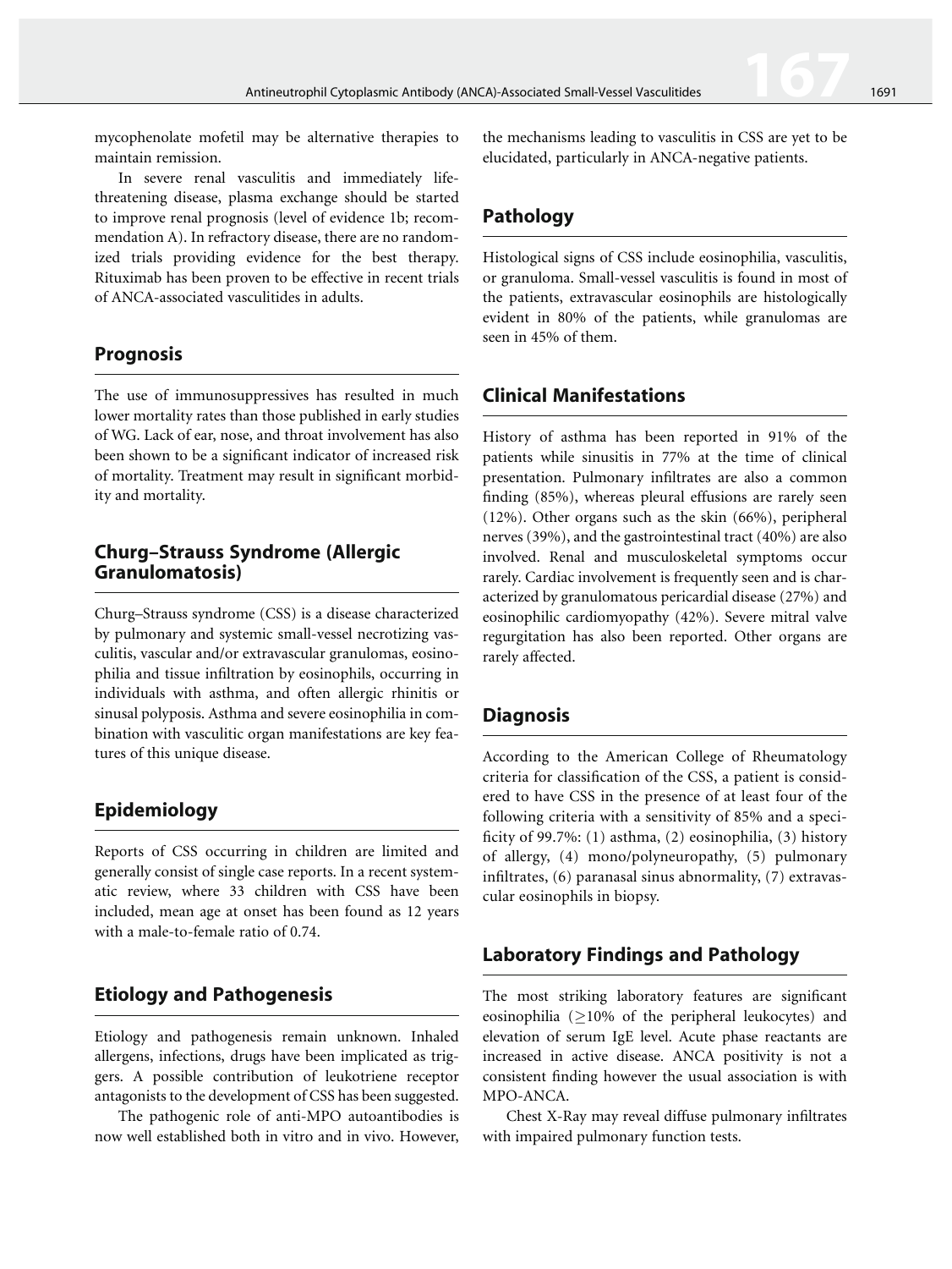mycophenolate mofetil may be alternative therapies to maintain remission.

In severe renal vasculitis and immediately life-threatening disease, plasma exchange should be started to improve renal prognosis (level of evidence 1b; recommendation A). In refractory disease, there are no randomized trials providing evidence for the best therapy. Rituximab has been proven to be effective in recent trials of ANCA-associated vasculitides in adults.

## Prognosis

The use of immunosuppressives has resulted in much lower mortality rates than those published in early studies of WG. Lack of ear, nose, and throat involvement has also been shown to be a significant indicator of increased risk of mortality. Treatment may result in significant morbidity and mortality.

## Churg–Strauss Syndrome (Allergic Granulomatosis)

Churg–Strauss syndrome (CSS) is a disease characterized by pulmonary and systemic small-vessel necrotizing vasculitis, vascular and/or extravascular granulomas, eosinophilia and tissue infiltration by eosinophils, occurring in individuals with asthma, and often allergic rhinitis or sinusal polyposis. Asthma and severe eosinophilia in combination with vasculitic organ manifestations are key features of this unique disease.

## Epidemiology

Reports of CSS occurring in children are limited and generally consist of single case reports. In a recent systematic review, where 33 children with CSS have been included, mean age at onset has been found as 12 years with a male-to-female ratio of 0.74.

## Etiology and Pathogenesis

Etiology and pathogenesis remain unknown. Inhaled allergens, infections, drugs have been implicated as triggers. A possible contribution of leukotriene receptor antagonists to the development of CSS has been suggested.

The pathogenic role of anti-MPO autoantibodies is now well established both in vitro and in vivo. However, the mechanisms leading to vasculitis in CSS are yet to be elucidated, particularly in ANCA-negative patients.

## Pathology

Histological signs of CSS include eosinophilia, vasculitis, or granuloma. Small-vessel vasculitis is found in most of the patients, extravascular eosinophils are histologically evident in 80% of the patients, while granulomas are seen in 45% of them.

## Clinical Manifestations

History of asthma has been reported in 91% of the patients while sinusitis in 77% at the time of clinical presentation. Pulmonary infiltrates are also a common finding (85%), whereas pleural effusions are rarely seen (12%). Other organs such as the skin (66%), peripheral nerves (39%), and the gastrointestinal tract (40%) are also involved. Renal and musculoskeletal symptoms occur rarely. Cardiac involvement is frequently seen and is characterized by granulomatous pericardial disease (27%) and eosinophilic cardiomyopathy (42%). Severe mitral valve regurgitation has also been reported. Other organs are rarely affected.

## Diagnosis

According to the American College of Rheumatology criteria for classification of the CSS, a patient is considered to have CSS in the presence of at least four of the following criteria with a sensitivity of 85% and a specificity of 99.7%: (1) asthma, (2) eosinophilia, (3) history of allergy, (4) mono/polyneuropathy, (5) pulmonary infiltrates, (6) paranasal sinus abnormality, (7) extravascular eosinophils in biopsy.

## Laboratory Findings and Pathology

The most striking laboratory features are significant eosinophilia ($\geq$10% of the peripheral leukocytes) and elevation of serum IgE level. Acute phase reactants are increased in active disease. ANCA positivity is not a consistent finding however the usual association is with MPO-ANCA.

Chest X-Ray may reveal diffuse pulmonary infiltrates with impaired pulmonary function tests.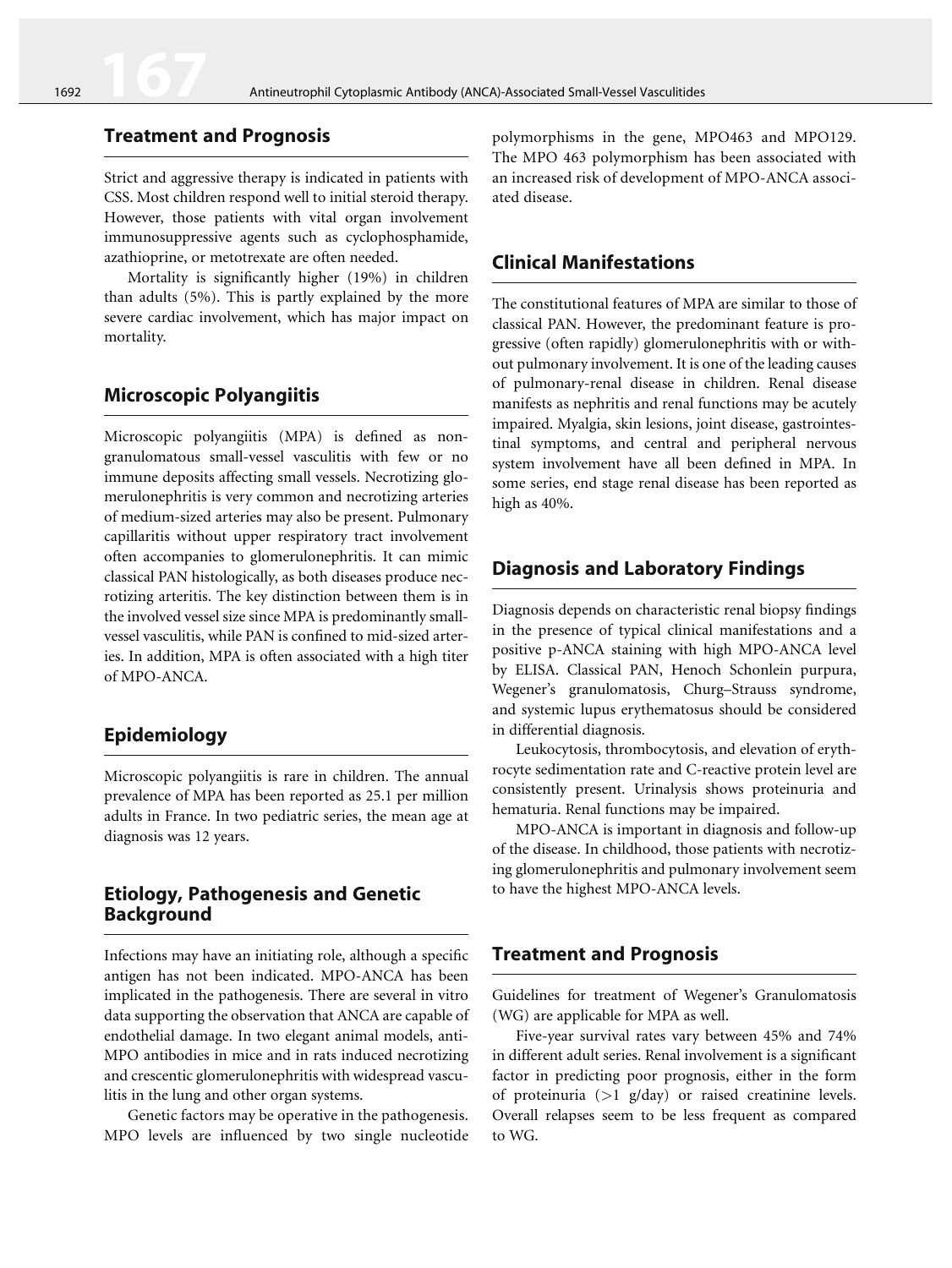## Treatment and Prognosis

Strict and aggressive therapy is indicated in patients with CSS. Most children respond well to initial steroid therapy. However, those patients with vital organ involvement immunosuppressive agents such as cyclophosphamide, azathioprine, or metotrexate are often needed.

Mortality is significantly higher (19%) in children than adults (5%). This is partly explained by the more severe cardiac involvement, which has major impact on mortality.

## Microscopic Polyangiitis

Microscopic polyangiitis (MPA) is defined as non-granulomatous small-vessel vasculitis with few or no immune deposits affecting small vessels. Necrotizing glomerulonephritis is very common and necrotizing arteries of medium-sized arteries may also be present. Pulmonary capillaritis without upper respiratory tract involvement often accompanies to glomerulonephritis. It can mimic classical PAN histologically, as both diseases produce necrotizing arteritis. The key distinction between them is in the involved vessel size since MPA is predominantly small-vessel vasculitis, while PAN is confined to mid-sized arteries. In addition, MPA is often associated with a high titer of MPO-ANCA.

## Epidemiology

Microscopic polyangiitis is rare in children. The annual prevalence of MPA has been reported as 25.1 per million adults in France. In two pediatric series, the mean age at diagnosis was 12 years.

## Etiology, Pathogenesis and Genetic Background

Infections may have an initiating role, although a specific antigen has not been indicated. MPO-ANCA has been implicated in the pathogenesis. There are several in vitro data supporting the observation that ANCA are capable of endothelial damage. In two elegant animal models, anti-MPO antibodies in mice and in rats induced necrotizing and crescentic glomerulonephritis with widespread vasculitis in the lung and other organ systems.

Genetic factors may be operative in the pathogenesis. MPO levels are influenced by two single nucleotide polymorphisms in the gene, MPO463 and MPO129. The MPO 463 polymorphism has been associated with an increased risk of development of MPO-ANCA associated disease.

## Clinical Manifestations

The constitutional features of MPA are similar to those of classical PAN. However, the predominant feature is progressive (often rapidly) glomerulonephritis with or without pulmonary involvement. It is one of the leading causes of pulmonary-renal disease in children. Renal disease manifests as nephritis and renal functions may be acutely impaired. Myalgia, skin lesions, joint disease, gastrointestinal symptoms, and central and peripheral nervous system involvement have all been defined in MPA. In some series, end stage renal disease has been reported as high as 40%.

## Diagnosis and Laboratory Findings

Diagnosis depends on characteristic renal biopsy findings in the presence of typical clinical manifestations and a positive p-ANCA staining with high MPO-ANCA level by ELISA. Classical PAN, Henoch Schonlein purpura, Wegener's granulomatosis, Churg–Strauss syndrome, and systemic lupus erythematosus should be considered in differential diagnosis.

Leukocytosis, thrombocytosis, and elevation of erythrocyte sedimentation rate and C-reactive protein level are consistently present. Urinalysis shows proteinuria and hematuria. Renal functions may be impaired.

MPO-ANCA is important in diagnosis and follow-up of the disease. In childhood, those patients with necrotizing glomerulonephritis and pulmonary involvement seem to have the highest MPO-ANCA levels.

## Treatment and Prognosis

Guidelines for treatment of Wegener's Granulomatosis (WG) are applicable for MPA as well.

Five-year survival rates vary between 45% and 74% in different adult series. Renal involvement is a significant factor in predicting poor prognosis, either in the form of proteinuria (>1 g/day) or raised creatinine levels. Overall relapses seem to be less frequent as compared to WG.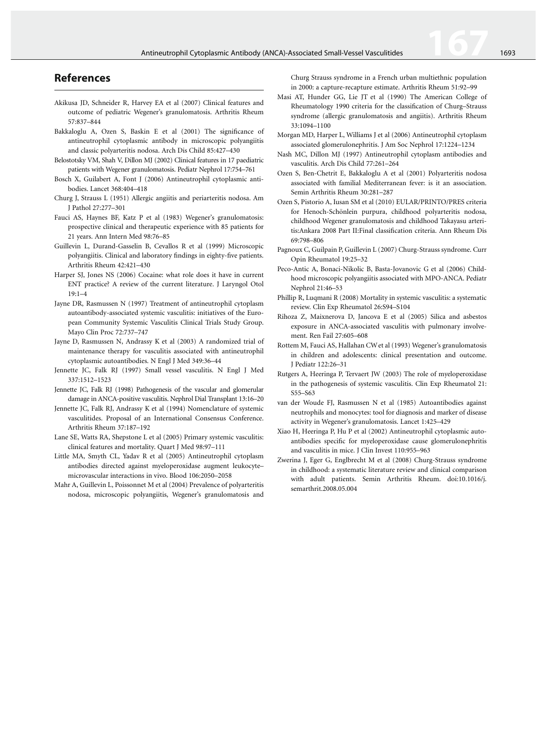## References

Akikusa JD, Schneider R, Harvey EA et al (2007) Clinical features and outcome of pediatric Wegener's granulomatosis. Arthritis Rheum 57:837–844

Bakkaloglu A, Ozen S, Baskin E et al (2001) The significance of antineutrophil cytoplasmic antibody in microscopic polyangiitis and classic polyarteritis nodosa. Arch Dis Child 85:427–430

Belostotsky VM, Shah V, Dillon MJ (2002) Clinical features in 17 paediatric patients with Wegener granulomatosis. Pediatr Nephrol 17:754–761

Bosch X, Guilabert A, Font J (2006) Antineutrophil cytoplasmic antibodies. Lancet 368:404–418

Churg J, Strauss L (1951) Allergic angiitis and periarteritis nodosa. Am J Pathol 27:277–301

Fauci AS, Haynes BF, Katz P et al (1983) Wegener's granulomatosis: prospective clinical and therapeutic experience with 85 patients for 21 years. Ann Intern Med 98:76–85

Guillevin L, Durand-Gasselin B, Cevallos R et al (1999) Microscopic polyangiitis. Clinical and laboratory findings in eighty-five patients. Arthritis Rheum 42:421–430

Harper SJ, Jones NS (2006) Cocaine: what role does it have in current ENT practice? A review of the current literature. J Laryngol Otol 19:1–4

Jayne DR, Rasmussen N (1997) Treatment of antineutrophil cytoplasm autoantibody-associated systemic vasculitis: initiatives of the European Community Systemic Vasculitis Clinical Trials Study Group. Mayo Clin Proc 72:737–747

Jayne D, Rasmussen N, Andrassy K et al (2003) A randomized trial of maintenance therapy for vasculitis associated with antineutrophil cytoplasmic autoantibodies. N Engl J Med 349:36–44

Jennette JC, Falk RJ (1997) Small vessel vasculitis. N Engl J Med 337:1512–1523

Jennette JC, Falk RJ (1998) Pathogenesis of the vascular and glomerular damage in ANCA-positive vasculitis. Nephrol Dial Transplant 13:16–20

Jennette JC, Falk RJ, Andrassy K et al (1994) Nomenclature of systemic vasculitides. Proposal of an International Consensus Conference. Arthritis Rheum 37:187–192

Lane SE, Watts RA, Shepstone L et al (2005) Primary systemic vasculitis: clinical features and mortality. Quart J Med 98:97–111

Little MA, Smyth CL, Yadav R et al (2005) Antineutrophil cytoplasm antibodies directed against myeloperoxidase augment leukocyte–microvascular interactions in vivo. Blood 106:2050–2058

Mahr A, Guillevin L, Poissonnet M et al (2004) Prevalence of polyarteritis nodosa, microscopic polyangiitis, Wegener's granulomatosis and Churg Strauss syndrome in a French urban multiethnic population in 2000: a capture-recapture estimate. Arthritis Rheum 51:92–99

Masi AT, Hunder GG, Lie JT et al (1990) The American College of Rheumatology 1990 criteria for the classification of Churg–Strauss syndrome (allergic granulomatosis and angiitis). Arthritis Rheum 33:1094–1100

Morgan MD, Harper L, Williams J et al (2006) Antineutrophil cytoplasm associated glomerulonephritis. J Am Soc Nephrol 17:1224–1234

Nash MC, Dillon MJ (1997) Antineutrophil cytoplasm antibodies and vasculitis. Arch Dis Child 77:261–264

Ozen S, Ben-Chetrit E, Bakkaloglu A et al (2001) Polyarteritis nodosa associated with familial Mediterranean fever: is it an association. Semin Arthritis Rheum 30:281–287

Ozen S, Pistorio A, Iusan SM et al (2010) EULAR/PRINTO/PRES criteria for Henoch-Schönlein purpura, childhood polyarteritis nodosa, childhood Wegener granulomatosis and childhood Takayasu arteritis:Ankara 2008 Part II:Final classification criteria. Ann Rheum Dis 69:798–806

Pagnoux C, Guilpain P, Guillevin L (2007) Churg-Strauss syndrome. Curr Opin Rheumatol 19:25–32

Peco-Antic A, Bonaci-Nikolic B, Basta-Jovanovic G et al (2006) Childhood microscopic polyangiitis associated with MPO-ANCA. Pediatr Nephrol 21:46–53

Phillip R, Luqmani R (2008) Mortality in systemic vasculitis: a systematic review. Clin Exp Rheumatol 26:S94–S104

Rihoza Z, Maixnerova D, Jancova E et al (2005) Silica and asbestos exposure in ANCA-associated vasculitis with pulmonary involvement. Ren Fail 27:605–608

Rottem M, Fauci AS, Hallahan CW et al (1993) Wegener's granulomatosis in children and adolescents: clinical presentation and outcome. J Pediatr 122:26–31

Rutgers A, Heeringa P, Tervaert JW (2003) The role of myeloperoxidase in the pathogenesis of systemic vasculitis. Clin Exp Rheumatol 21: S55–S63

van der Woude FJ, Rasmussen N et al (1985) Autoantibodies against neutrophils and monocytes: tool for diagnosis and marker of disease activity in Wegener's granulomatosis. Lancet 1:425–429

Xiao H, Heeringa P, Hu P et al (2002) Antineutrophil cytoplasmic autoantibodies specific for myeloperoxidase cause glomerulonephritis and vasculitis in mice. J Clin Invest 110:955–963

Zwerina J, Eger G, Englbrecht M et al (2008) Churg-Strauss syndrome in childhood: a systematic literature review and clinical comparison with adult patients. Semin Arthritis Rheum. doi:10.1016/j.semarthrit.2008.05.004